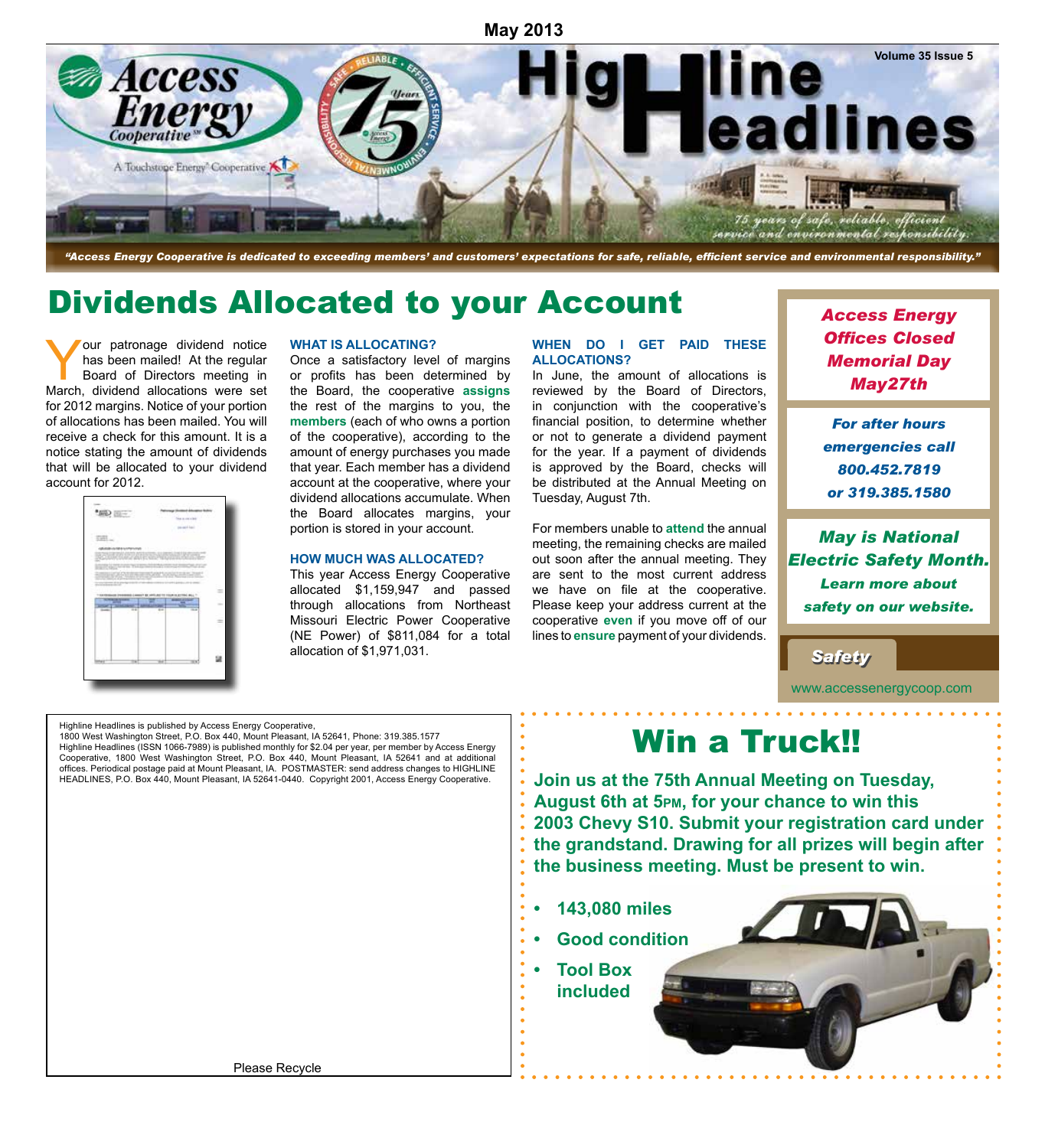May 2013

# Highline Headlines

"Access Energy Cooperative is dedicated to exceeding members' and customers' expectations for safe, reliable, efficient service and environmental responsibility."

## Dividends Allocated to your Account

Your patronage dividend notice has been mailed! At the regular Board of Directors meeting in March, dividend allocations were set for 2012 margins. Notice of your portion of allocations has been mailed. You will receive a check for this amount. It is a notice stating the amount of dividends that will be allocated to your dividend account for 2012.

**WHAT IS ALLOCATING?**

Once a satisfactory level of margins or profits has been determined by the Board, the cooperative **assigns** the rest of the margins to you, the **members** (each of who owns a portion of the cooperative), according to the amount of energy purchases you made that year. Each member has a dividend account at the cooperative, where your dividend allocations accumulate. When the Board allocates margins, your portion is stored in your account.

**HOW MUCH WAS ALLOCATED?**

This year Access Energy Cooperative allocated $1,159,947 and passed through allocations from Northeast Missouri Electric Power Cooperative (NE Power) of $811,084 for a total allocation of $1,971,031.

**WHEN DO I GET PAID THESE ALLOCATIONS?**

In June, the amount of allocations is reviewed by the Board of Directors, in conjunction with the cooperative's financial position, to determine whether or not to generate a dividend payment for the year. If a payment of dividends is approved by the Board, checks will be distributed at the Annual Meeting on Tuesday, August 7th.

For members unable to **attend** the annual meeting, the remaining checks are mailed out soon after the annual meeting. They are sent to the most current address we have on file at the cooperative. Please keep your address current at the cooperative **even** if you move off of our lines to **ensure** payment of your dividends.

***Access Energy Offices Closed Memorial Day May27th***

***For after hours emergencies call 800.452.7819 or 319.385.1580***

***May is National Electric Safety Month. Learn more about safety on our website.***

*Safety*

www.accessenergycoop.com

Highline Headlines is published by Access Energy Cooperative, 1800 West Washington Street, P.O. Box 440, Mount Pleasant, IA 52641, Phone: 319.385.1577
Highline Headlines (ISSN 1066-7989) is published monthly for $2.04 per year, per member by Access Energy Cooperative, 1800 West Washington Street, P.O. Box 440, Mount Pleasant, IA 52641 and at additional offices. Periodical postage paid at Mount Pleasant, IA. POSTMASTER: send address changes to HIGHLINE HEADLINES, P.O. Box 440, Mount Pleasant, IA 52641-0440. Copyright 2001, Access Energy Cooperative.

Please Recycle

## Win a Truck!!

**Join us at the 75th Annual Meeting on Tuesday, August 6th at 5PM, for your chance to win this 2003 Chevy S10. Submit your registration card under the grandstand. Drawing for all prizes will begin after the business meeting. Must be present to win.**

- **143,080 miles**
- **Good condition**
- **Tool Box included**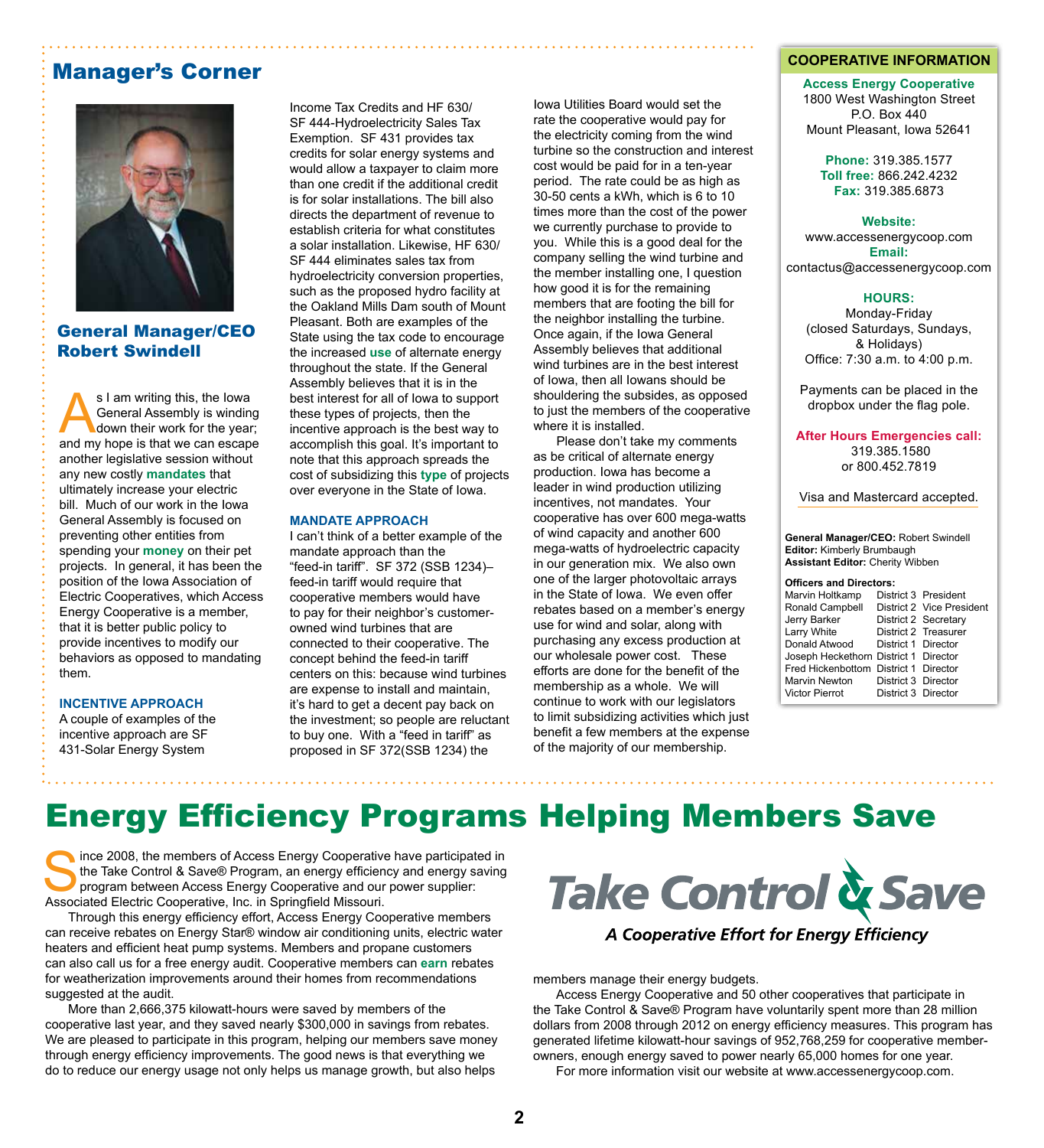## Manager's Corner

**General Manager/CEO Robert Swindell**

As I am writing this, the Iowa General Assembly is winding down their work for the year; and my hope is that we can escape another legislative session without any new costly **mandates** that ultimately increase your electric bill. Much of our work in the Iowa General Assembly is focused on preventing other entities from spending your **money** on their pet projects. In general, it has been the position of the Iowa Association of Electric Cooperatives, which Access Energy Cooperative is a member, that it is better public policy to provide incentives to modify our behaviors as opposed to mandating them.

### INCENTIVE APPROACH

A couple of examples of the incentive approach are SF 431-Solar Energy System Income Tax Credits and HF 630/ SF 444-Hydroelectricity Sales Tax Exemption. SF 431 provides tax credits for solar energy systems and would allow a taxpayer to claim more than one credit if the additional credit is for solar installations. The bill also directs the department of revenue to establish criteria for what constitutes a solar installation. Likewise, HF 630/ SF 444 eliminates sales tax from hydroelectricity conversion properties, such as the proposed hydro facility at the Oakland Mills Dam south of Mount Pleasant. Both are examples of the State using the tax code to encourage the increased **use** of alternate energy throughout the state. If the General Assembly believes that it is in the best interest for all of Iowa to support these types of projects, then the incentive approach is the best way to accomplish this goal. It's important to note that this approach spreads the cost of subsidizing this **type** of projects over everyone in the State of Iowa.

### MANDATE APPROACH

I can't think of a better example of the mandate approach than the "feed-in tariff". SF 372 (SSB 1234)– feed-in tariff would require that cooperative members would have to pay for their neighbor's customer-owned wind turbines that are connected to their cooperative. The concept behind the feed-in tariff centers on this: because wind turbines are expense to install and maintain, it's hard to get a decent pay back on the investment; so people are reluctant to buy one. With a "feed in tariff" as proposed in SF 372(SSB 1234) the Iowa Utilities Board would set the rate the cooperative would pay for the electricity coming from the wind turbine so the construction and interest cost would be paid for in a ten-year period. The rate could be as high as 30-50 cents a kWh, which is 6 to 10 times more than the cost of the power we currently purchase to provide to you. While this is a good deal for the company selling the wind turbine and the member installing one, I question how good it is for the remaining members that are footing the bill for the neighbor installing the turbine. Once again, if the Iowa General Assembly believes that additional wind turbines are in the best interest of Iowa, then all Iowans should be shouldering the subsides, as opposed to just the members of the cooperative where it is installed.

Please don't take my comments as be critical of alternate energy production. Iowa has become a leader in wind production utilizing incentives, not mandates. Your cooperative has over 600 mega-watts of wind capacity and another 600 mega-watts of hydroelectric capacity in our generation mix. We also own one of the larger photovoltaic arrays in the State of Iowa. We even offer rebates based on a member's energy use for wind and solar, along with purchasing any excess production at our wholesale power cost. These efforts are done for the benefit of the membership as a whole. We will continue to work with our legislators to limit subsidizing activities which just benefit a few members at the expense of the majority of our membership.

### COOPERATIVE INFORMATION

**Access Energy Cooperative**
1800 West Washington Street
P.O. Box 440
Mount Pleasant, Iowa 52641

**Phone:** 319.385.1577
**Toll free:** 866.242.4232
**Fax:** 319.385.6873

**Website:**
www.accessenergycoop.com
**Email:**
contactus@accessenergycoop.com

**HOURS:**
Monday-Friday
(closed Saturdays, Sundays, & Holidays)
Office: 7:30 a.m. to 4:00 p.m.

Payments can be placed in the dropbox under the flag pole.

**After Hours Emergencies call:**
319.385.1580
or 800.452.7819

Visa and Mastercard accepted.

**General Manager/CEO:** Robert Swindell
**Editor:** Kimberly Brumbaugh
**Assistant Editor:** Cherity Wibben

**Officers and Directors:**

| Name | District | Position |
|---|---|---|
| Marvin Holtkamp | District 3 | President |
| Ronald Campbell | District 2 | Vice President |
| Jerry Barker | District 2 | Secretary |
| Larry White | District 2 | Treasurer |
| Donald Atwood | District 1 | Director |
| Joseph Heckethorn | District 1 | Director |
| Fred Hickenbottom | District 1 | Director |
| Marvin Newton | District 3 | Director |
| Victor Pierrot | District 3 | Director |

# Energy Efficiency Programs Helping Members Save

Since 2008, the members of Access Energy Cooperative have participated in the Take Control & Save® Program, an energy efficiency and energy saving program between Access Energy Cooperative and our power supplier: Associated Electric Cooperative, Inc. in Springfield Missouri.

Through this energy efficiency effort, Access Energy Cooperative members can receive rebates on Energy Star® window air conditioning units, electric water heaters and efficient heat pump systems. Members and propane customers can also call us for a free energy audit. Cooperative members can **earn** rebates for weatherization improvements around their homes from recommendations suggested at the audit.

More than 2,666,375 kilowatt-hours were saved by members of the cooperative last year, and they saved nearly $300,000 in savings from rebates. We are pleased to participate in this program, helping our members save money through energy efficiency improvements. The good news is that everything we do to reduce our energy usage not only helps us manage growth, but also helps members manage their energy budgets.

**Take Control & Save**
*A Cooperative Effort for Energy Efficiency*

Access Energy Cooperative and 50 other cooperatives that participate in the Take Control & Save® Program have voluntarily spent more than 28 million dollars from 2008 through 2012 on energy efficiency measures. This program has generated lifetime kilowatt-hour savings of 952,768,259 for cooperative member-owners, enough energy saved to power nearly 65,000 homes for one year.

For more information visit our website at www.accessenergycoop.com.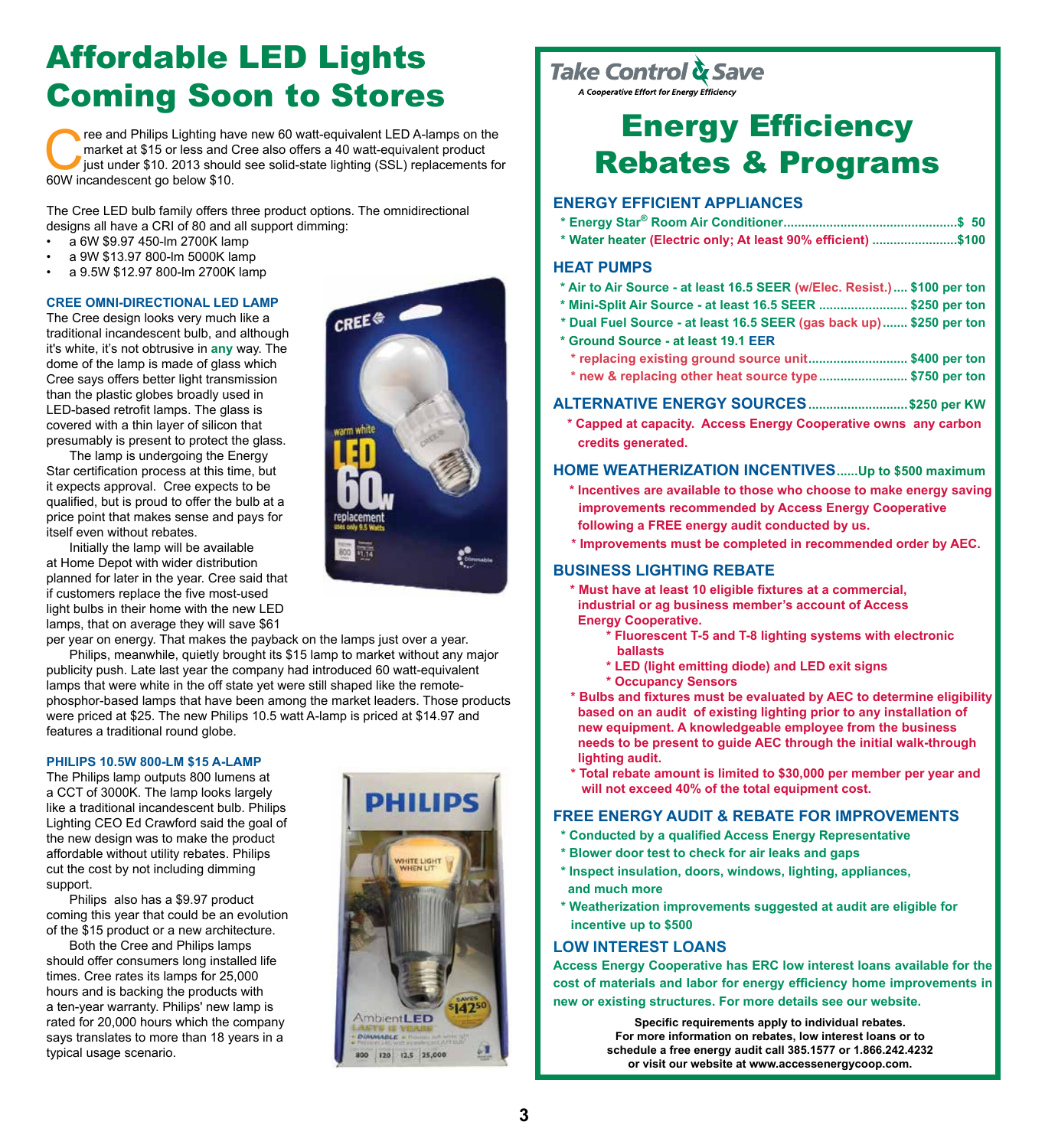# Affordable LED Lights Coming Soon to Stores

Cree and Philips Lighting have new 60 watt-equivalent LED A-lamps on the market at $15 or less and Cree also offers a 40 watt-equivalent product just under $10. 2013 should see solid-state lighting (SSL) replacements for 60W incandescent go below $10.

The Cree LED bulb family offers three product options. The omnidirectional designs all have a CRI of 80 and all support dimming:

- a 6W $9.97 450-lm 2700K lamp
- a 9W $13.97 800-lm 5000K lamp
- a 9.5W $12.97 800-lm 2700K lamp

### CREE OMNI-DIRECTIONAL LED LAMP

The Cree design looks very much like a traditional incandescent bulb, and although it's white, it's not obtrusive in **any** way. The dome of the lamp is made of glass which Cree says offers better light transmission than the plastic globes broadly used in LED-based retrofit lamps. The glass is covered with a thin layer of silicon that presumably is present to protect the glass.

The lamp is undergoing the Energy Star certification process at this time, but it expects approval. Cree expects to be qualified, but is proud to offer the bulb at a price point that makes sense and pays for itself even without rebates.

Initially the lamp will be available at Home Depot with wider distribution planned for later in the year. Cree said that if customers replace the five most-used light bulbs in their home with the new LED lamps, that on average they will save $61 per year on energy. That makes the payback on the lamps just over a year.

Philips, meanwhile, quietly brought its $15 lamp to market without any major publicity push. Late last year the company had introduced 60 watt-equivalent lamps that were white in the off state yet were still shaped like the remote-phosphor-based lamps that have been among the market leaders. Those products were priced at $25. The new Philips 10.5 watt A-lamp is priced at $14.97 and features a traditional round globe.

### PHILIPS 10.5W 800-LM $15 A-LAMP

The Philips lamp outputs 800 lumens at a CCT of 3000K. The lamp looks largely like a traditional incandescent bulb. Philips Lighting CEO Ed Crawford said the goal of the new design was to make the product affordable without utility rebates. Philips cut the cost by not including dimming support.

Philips also has a $9.97 product coming this year that could be an evolution of the $15 product or a new architecture.

Both the Cree and Philips lamps should offer consumers long installed life times. Cree rates its lamps for 25,000 hours and is backing the products with a ten-year warranty. Philips' new lamp is rated for 20,000 hours which the company says translates to more than 18 years in a typical usage scenario.

---

*Take Control & Save*
*A Cooperative Effort for Energy Efficiency*

# Energy Efficiency Rebates & Programs

### ENERGY EFFICIENT APPLIANCES

- Energy Star® Room Air Conditioner ............ $ 50
- Water heater (Electric only; At least 90% efficient) ............ $100

### HEAT PUMPS

- Air to Air Source - at least 16.5 SEER (w/Elec. Resist.) .... $100 per ton
- Mini-Split Air Source - at least 16.5 SEER ............ $250 per ton
- Dual Fuel Source - at least 16.5 SEER (gas back up) ....... $250 per ton
- Ground Source - at least 19.1 EER
  - replacing existing ground source unit ............ $400 per ton
  - new & replacing other heat source type ............ $750 per ton

### ALTERNATIVE ENERGY SOURCES ............ $250 per KW

- Capped at capacity. Access Energy Cooperative owns any carbon credits generated.

### HOME WEATHERIZATION INCENTIVES ......Up to $500 maximum

- Incentives are available to those who choose to make energy saving improvements recommended by Access Energy Cooperative following a FREE energy audit conducted by us.
- Improvements must be completed in recommended order by AEC.

### BUSINESS LIGHTING REBATE

- Must have at least 10 eligible fixtures at a commercial, industrial or ag business member's account of Access Energy Cooperative.
  - Fluorescent T-5 and T-8 lighting systems with electronic ballasts
  - LED (light emitting diode) and LED exit signs
  - Occupancy Sensors
- Bulbs and fixtures must be evaluated by AEC to determine eligibility based on an audit of existing lighting prior to any installation of new equipment. A knowledgeable employee from the business needs to be present to guide AEC through the initial walk-through lighting audit.
- Total rebate amount is limited to $30,000 per member per year and will not exceed 40% of the total equipment cost.

### FREE ENERGY AUDIT & REBATE FOR IMPROVEMENTS

- Conducted by a qualified Access Energy Representative
- Blower door test to check for air leaks and gaps
- Inspect insulation, doors, windows, lighting, appliances, and much more
- Weatherization improvements suggested at audit are eligible for incentive up to $500

### LOW INTEREST LOANS

Access Energy Cooperative has ERC low interest loans available for the cost of materials and labor for energy efficiency home improvements in new or existing structures. For more details see our website.

**Specific requirements apply to individual rebates. For more information on rebates, low interest loans or to schedule a free energy audit call 385.1577 or 1.866.242.4232 or visit our website at www.accessenergycoop.com.**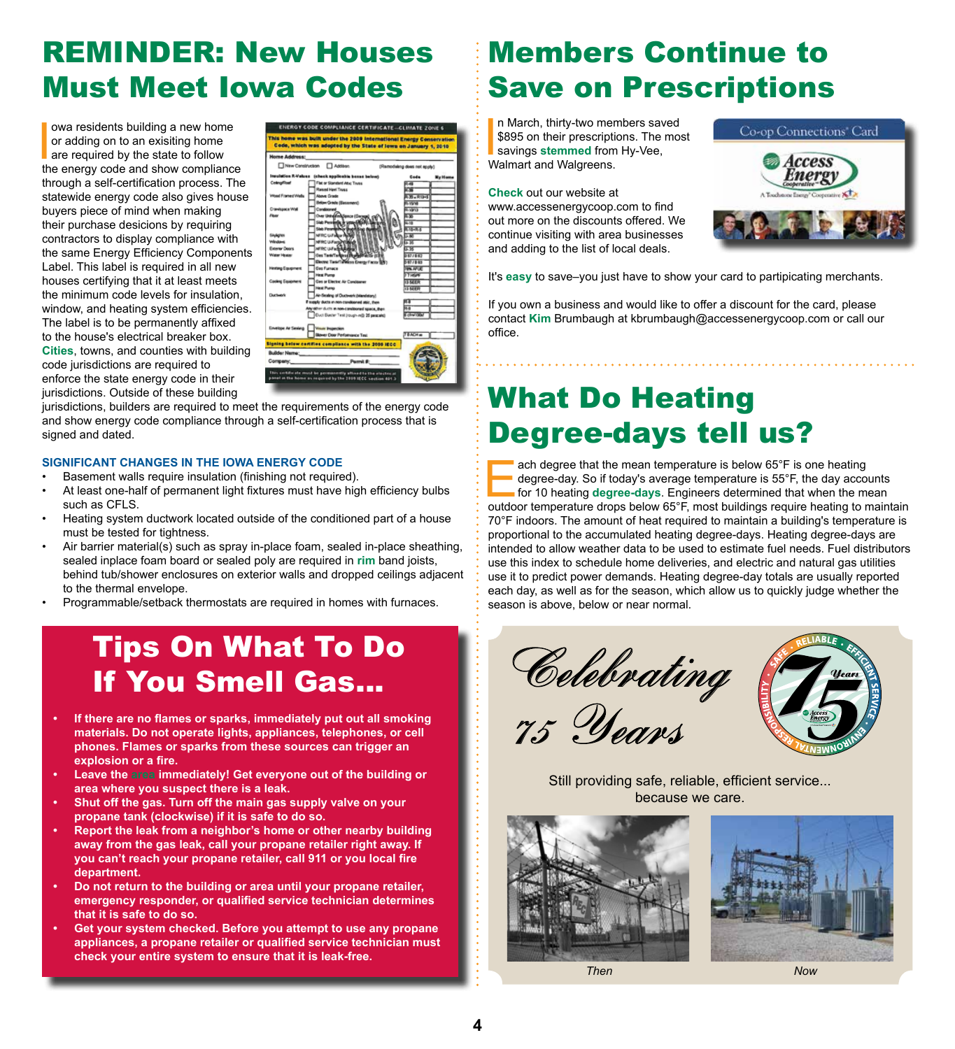# REMINDER: New Houses Must Meet Iowa Codes

Iowa residents building a new home or adding on to an exisiting home are required by the state to follow the energy code and show compliance through a self-certification process. The statewide energy code also gives house buyers piece of mind when making their purchase desicions by requiring contractors to display compliance with the same Energy Efficiency Components Label. This label is required in all new houses certifying that it at least meets the minimum code levels for insulation, window, and heating system efficiencies. The label is to be permanently affixed to the house's electrical breaker box. Cities, towns, and counties with building code jurisdictions are required to enforce the state energy code in their jurisdictions. Outside of these building jurisdictions, builders are required to meet the requirements of the energy code and show energy code compliance through a self-certification process that is signed and dated.

### SIGNIFICANT CHANGES IN THE IOWA ENERGY CODE

- Basement walls require insulation (finishing not required).
- At least one-half of permanent light fixtures must have high efficiency bulbs such as CFLS.
- Heating system ductwork located outside of the conditioned part of a house must be tested for tightness.
- Air barrier material(s) such as spray in-place foam, sealed in-place sheathing, sealed inplace foam board or sealed poly are required in rim band joists, behind tub/shower enclosures on exterior walls and dropped ceilings adjacent to the thermal envelope.
- Programmable/setback thermostats are required in homes with furnaces.

# Tips On What To Do If You Smell Gas...

- **If there are no flames or sparks, immediately put out all smoking materials. Do not operate lights, appliances, telephones, or cell phones. Flames or sparks from these sources can trigger an explosion or a fire.**
- **Leave the area immediately! Get everyone out of the building or area where you suspect there is a leak.**
- **Shut off the gas. Turn off the main gas supply valve on your propane tank (clockwise) if it is safe to do so.**
- **Report the leak from a neighbor's home or other nearby building away from the gas leak, call your propane retailer right away. If you can't reach your propane retailer, call 911 or you local fire department.**
- **Do not return to the building or area until your propane retailer, emergency responder, or qualified service technician determines that it is safe to do so.**
- **Get your system checked. Before you attempt to use any propane appliances, a propane retailer or qualified service technician must check your entire system to ensure that it is leak-free.**

# Members Continue to Save on Prescriptions

In March, thirty-two members saved $895 on their prescriptions. The most savings stemmed from Hy-Vee, Walmart and Walgreens.

Check out our website at www.accessenergycoop.com to find out more on the discounts offered. We continue visiting with area businesses and adding to the list of local deals.

It's easy to save–you just have to show your card to partipicating merchants.

If you own a business and would like to offer a discount for the card, please contact Kim Brumbaugh at kbrumbaugh@accessenergycoop.com or call our office.

# What Do Heating Degree-days tell us?

Each degree that the mean temperature is below 65°F is one heating degree-day. So if today's average temperature is 55°F, the day accounts for 10 heating degree-days. Engineers determined that when the mean outdoor temperature drops below 65°F, most buildings require heating to maintain 70°F indoors. The amount of heat required to maintain a building's temperature is proportional to the accumulated heating degree-days. Heating degree-days are intended to allow weather data to be used to estimate fuel needs. Fuel distributors use this index to schedule home deliveries, and electric and natural gas utilities use it to predict power demands. Heating degree-day totals are usually reported each day, as well as for the season, which allow us to quickly judge whether the season is above, below or near normal.

*Celebrating 75 Years*

Still providing safe, reliable, efficient service... because we care.

*Then* *Now*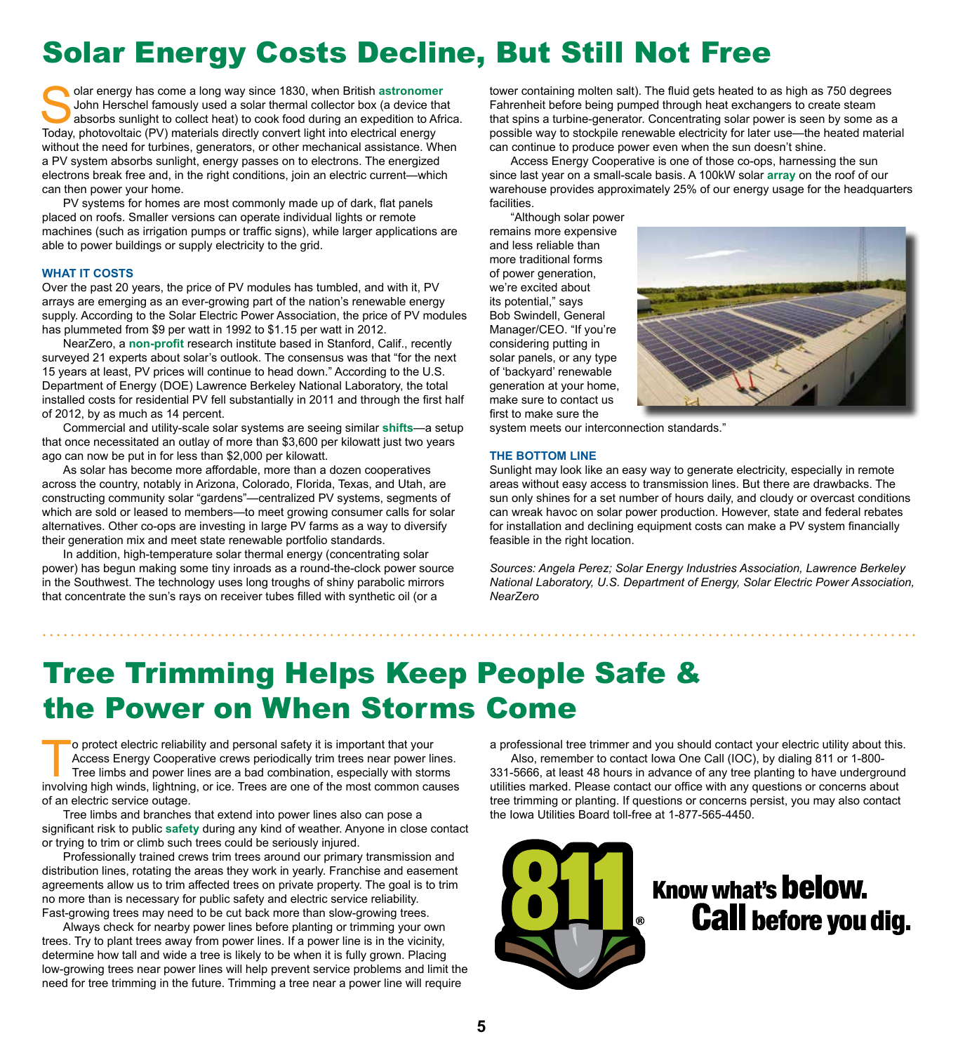# Solar Energy Costs Decline, But Still Not Free

Solar energy has come a long way since 1830, when British **astronomer** John Herschel famously used a solar thermal collector box (a device that absorbs sunlight to collect heat) to cook food during an expedition to Africa. Today, photovoltaic (PV) materials directly convert light into electrical energy without the need for turbines, generators, or other mechanical assistance. When a PV system absorbs sunlight, energy passes on to electrons. The energized electrons break free and, in the right conditions, join an electric current—which can then power your home.

PV systems for homes are most commonly made up of dark, flat panels placed on roofs. Smaller versions can operate individual lights or remote machines (such as irrigation pumps or traffic signs), while larger applications are able to power buildings or supply electricity to the grid.

### WHAT IT COSTS

Over the past 20 years, the price of PV modules has tumbled, and with it, PV arrays are emerging as an ever-growing part of the nation's renewable energy supply. According to the Solar Electric Power Association, the price of PV modules has plummeted from $9 per watt in 1992 to $1.15 per watt in 2012.

NearZero, a **non-profit** research institute based in Stanford, Calif., recently surveyed 21 experts about solar's outlook. The consensus was that "for the next 15 years at least, PV prices will continue to head down." According to the U.S. Department of Energy (DOE) Lawrence Berkeley National Laboratory, the total installed costs for residential PV fell substantially in 2011 and through the first half of 2012, by as much as 14 percent.

Commercial and utility-scale solar systems are seeing similar **shifts**—a setup that once necessitated an outlay of more than $3,600 per kilowatt just two years ago can now be put in for less than $2,000 per kilowatt.

As solar has become more affordable, more than a dozen cooperatives across the country, notably in Arizona, Colorado, Florida, Texas, and Utah, are constructing community solar "gardens"—centralized PV systems, segments of which are sold or leased to members—to meet growing consumer calls for solar alternatives. Other co-ops are investing in large PV farms as a way to diversify their generation mix and meet state renewable portfolio standards.

In addition, high-temperature solar thermal energy (concentrating solar power) has begun making some tiny inroads as a round-the-clock power source in the Southwest. The technology uses long troughs of shiny parabolic mirrors that concentrate the sun's rays on receiver tubes filled with synthetic oil (or a tower containing molten salt). The fluid gets heated to as high as 750 degrees Fahrenheit before being pumped through heat exchangers to create steam that spins a turbine-generator. Concentrating solar power is seen by some as a possible way to stockpile renewable electricity for later use—the heated material can continue to produce power even when the sun doesn't shine.

Access Energy Cooperative is one of those co-ops, harnessing the sun since last year on a small-scale basis. A 100kW solar **array** on the roof of our warehouse provides approximately 25% of our energy usage for the headquarters facilities.

"Although solar power remains more expensive and less reliable than more traditional forms of power generation, we're excited about its potential," says Bob Swindell, General Manager/CEO. "If you're considering putting in solar panels, or any type of 'backyard' renewable generation at your home, make sure to contact us first to make sure the system meets our interconnection standards."

### THE BOTTOM LINE

Sunlight may look like an easy way to generate electricity, especially in remote areas without easy access to transmission lines. But there are drawbacks. The sun only shines for a set number of hours daily, and cloudy or overcast conditions can wreak havoc on solar power production. However, state and federal rebates for installation and declining equipment costs can make a PV system financially feasible in the right location.

*Sources: Angela Perez; Solar Energy Industries Association, Lawrence Berkeley National Laboratory, U.S. Department of Energy, Solar Electric Power Association, NearZero*

# Tree Trimming Helps Keep People Safe & the Power on When Storms Come

To protect electric reliability and personal safety it is important that your Access Energy Cooperative crews periodically trim trees near power lines. Tree limbs and power lines are a bad combination, especially with storms involving high winds, lightning, or ice. Trees are one of the most common causes of an electric service outage.

Tree limbs and branches that extend into power lines also can pose a significant risk to public **safety** during any kind of weather. Anyone in close contact or trying to trim or climb such trees could be seriously injured.

Professionally trained crews trim trees around our primary transmission and distribution lines, rotating the areas they work in yearly. Franchise and easement agreements allow us to trim affected trees on private property. The goal is to trim no more than is necessary for public safety and electric service reliability. Fast-growing trees may need to be cut back more than slow-growing trees.

Always check for nearby power lines before planting or trimming your own trees. Try to plant trees away from power lines. If a power line is in the vicinity, determine how tall and wide a tree is likely to be when it is fully grown. Placing low-growing trees near power lines will help prevent service problems and limit the need for tree trimming in the future. Trimming a tree near a power line will require a professional tree trimmer and you should contact your electric utility about this.

Also, remember to contact Iowa One Call (IOC), by dialing 811 or 1-800-331-5666, at least 48 hours in advance of any tree planting to have underground utilities marked. Please contact our office with any questions or concerns about tree trimming or planting. If questions or concerns persist, you may also contact the Iowa Utilities Board toll-free at 1-877-565-4450.

811® Know what's **below.** **Call** before you dig.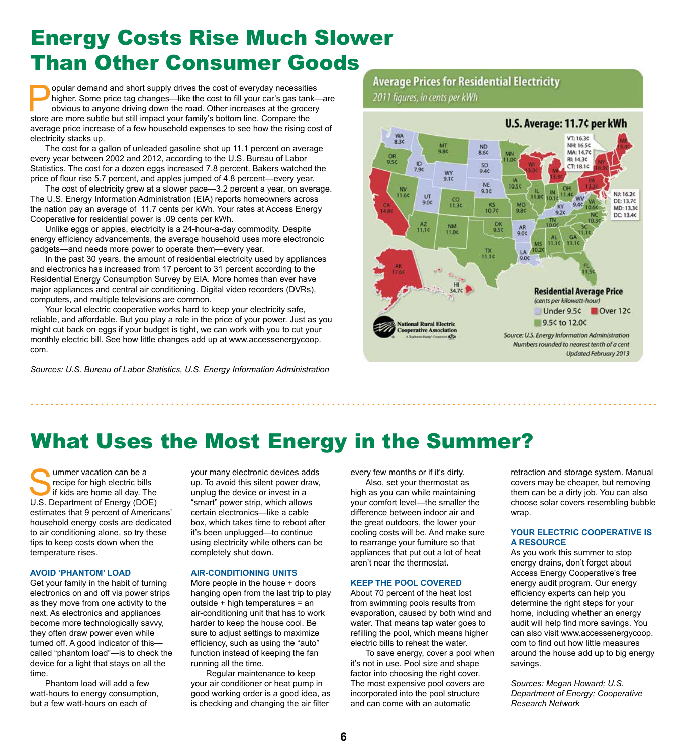# Energy Costs Rise Much Slower Than Other Consumer Goods

Popular demand and short supply drives the cost of everyday necessities higher. Some price tag changes—like the cost to fill your car's gas tank—are obvious to anyone driving down the road. Other increases at the grocery store are more subtle but still impact your family's bottom line. Compare the average price increase of a few household expenses to see how the rising cost of electricity stacks up.

The cost for a gallon of unleaded gasoline shot up 11.1 percent on average every year between 2002 and 2012, according to the U.S. Bureau of Labor Statistics. The cost for a dozen eggs increased 7.8 percent. Bakers watched the price of flour rise 5.7 percent, and apples jumped of 4.8 percent—every year.

The cost of electricity grew at a slower pace—3.2 percent a year, on average. The U.S. Energy Information Administration (EIA) reports homeowners across the nation pay an average of 11.7 cents per kWh. Your rates at Access Energy Cooperative for residential power is .09 cents per kWh.

Unlike eggs or apples, electricity is a 24-hour-a-day commodity. Despite energy efficiency advancements, the average household uses more electronoic gadgets—and needs more power to operate them—every year.

In the past 30 years, the amount of residential electricity used by appliances and electronics has increased from 17 percent to 31 percent according to the Residential Energy Consumption Survey by EIA. More homes than ever have major appliances and central air conditioning. Digital video recorders (DVRs), computers, and multiple televisions are common.

Your local electric cooperative works hard to keep your electricity safe, reliable, and affordable. But you play a role in the price of your power. Just as you might cut back on eggs if your budget is tight, we can work with you to cut your monthly electric bill. See how little changes add up at www.accessenergycoop.com.

*Sources: U.S. Bureau of Labor Statistics, U.S. Energy Information Administration*

**Average Prices for Residential Electricity**
*2011 figures, in cents per kWh*

**U.S. Average: 11.7¢ per kWh**

| State | Price | State | Price | State | Price |
|---|---|---|---|---|---|
| WA | 8.3¢ | OR | 9.5¢ | CA | 14.8¢ |
| ID | 7.9¢ | NV | 11.6¢ | MT | 9.8¢ |
| WY | 9.1¢ | UT | 9.0¢ | AZ | 11.1¢ |
| CO | 11.3¢ | NM | 11.0¢ | ND | 8.6¢ |
| SD | 9.4¢ | NE | 9.3¢ | KS | 10.7¢ |
| OK | 9.5¢ | TX | 11.1¢ | MN | 11.0¢ |
| IA | 10.5¢ | MO | 9.8¢ | AR | 9.0¢ |
| LA | 9.0¢ | WI | 13.0¢ | IL | 11.8¢ |
| MI | 13.3¢ | IN | 10.1¢ | OH | 11.4¢ |
| KY | 9.2¢ | TN | 10.0¢ | MS | 10.2¢ |
| AL | 11.1¢ | GA | 11.1¢ | FL | 11.5¢ |
| SC | 11.1¢ | NC | 10.3¢ | VA | 10.6¢ |
| WV | 9.4¢ | PA | 13.3¢ | NY | 18.3¢ |
| ME | 15.4¢ | VT | 16.3¢ | NH | 16.5¢ |
| MA | 14.7¢ | RI | 14.3¢ | CT | 18.1¢ |
| NJ | 16.2¢ | DE | 13.7¢ | MD | 13.3¢ |
| DC | 13.4¢ | AK | 17.6¢ | HI | 34.7¢ |

**Residential Average Price**
(cents per kilowatt-hour)
Under 9.5¢ | Over 12¢ | 9.5¢ to 12.0¢

National Rural Electric Cooperative Association

*Source: U.S. Energy Information Administration*
*Numbers rounded to nearest tenth of a cent*
*Updated February 2013*

# What Uses the Most Energy in the Summer?

Summer vacation can be a recipe for high electric bills if kids are home all day. The U.S. Department of Energy (DOE) estimates that 9 percent of Americans' household energy costs are dedicated to air conditioning alone, so try these tips to keep costs down when the temperature rises.

### AVOID 'PHANTOM' LOAD

Get your family in the habit of turning electronics on and off via power strips as they move from one activity to the next. As electronics and appliances become more technologically savvy, they often draw power even while turned off. A good indicator of this—called "phantom load"—is to check the device for a light that stays on all the time.

Phantom load will add a few watt-hours to energy consumption, but a few watt-hours on each of your many electronic devices adds up. To avoid this silent power draw, unplug the device or invest in a "smart" power strip, which allows certain electronics—like a cable box, which takes time to reboot after it's been unplugged—to continue using electricity while others can be completely shut down.

### AIR-CONDITIONING UNITS

More people in the house + doors hanging open from the last trip to play outside + high temperatures = an air-conditioning unit that has to work harder to keep the house cool. Be sure to adjust settings to maximize efficiency, such as using the "auto" function instead of keeping the fan running all the time.

Regular maintenance to keep your air conditioner or heat pump in good working order is a good idea, as is checking and changing the air filter every few months or if it's dirty.

Also, set your thermostat as high as you can while maintaining your comfort level—the smaller the difference between indoor air and the great outdoors, the lower your cooling costs will be. And make sure to rearrange your furniture so that appliances that put out a lot of heat aren't near the thermostat.

### KEEP THE POOL COVERED

About 70 percent of the heat lost from swimming pools results from evaporation, caused by both wind and water. That means tap water goes to refilling the pool, which means higher electric bills to reheat the water.

To save energy, cover a pool when it's not in use. Pool size and shape factor into choosing the right cover. The most expensive pool covers are incorporated into the pool structure and can come with an automatic retraction and storage system. Manual covers may be cheaper, but removing them can be a dirty job. You can also choose solar covers resembling bubble wrap.

### YOUR ELECTRIC COOPERATIVE IS A RESOURCE

As you work this summer to stop energy drains, don't forget about Access Energy Cooperative's free energy audit program. Our energy efficiency experts can help you determine the right steps for your home, including whether an energy audit will help find more savings. You can also visit www.accessenergycoop.com to find out how little measures around the house add up to big energy savings.

*Sources: Megan Howard; U.S. Department of Energy; Cooperative Research Network*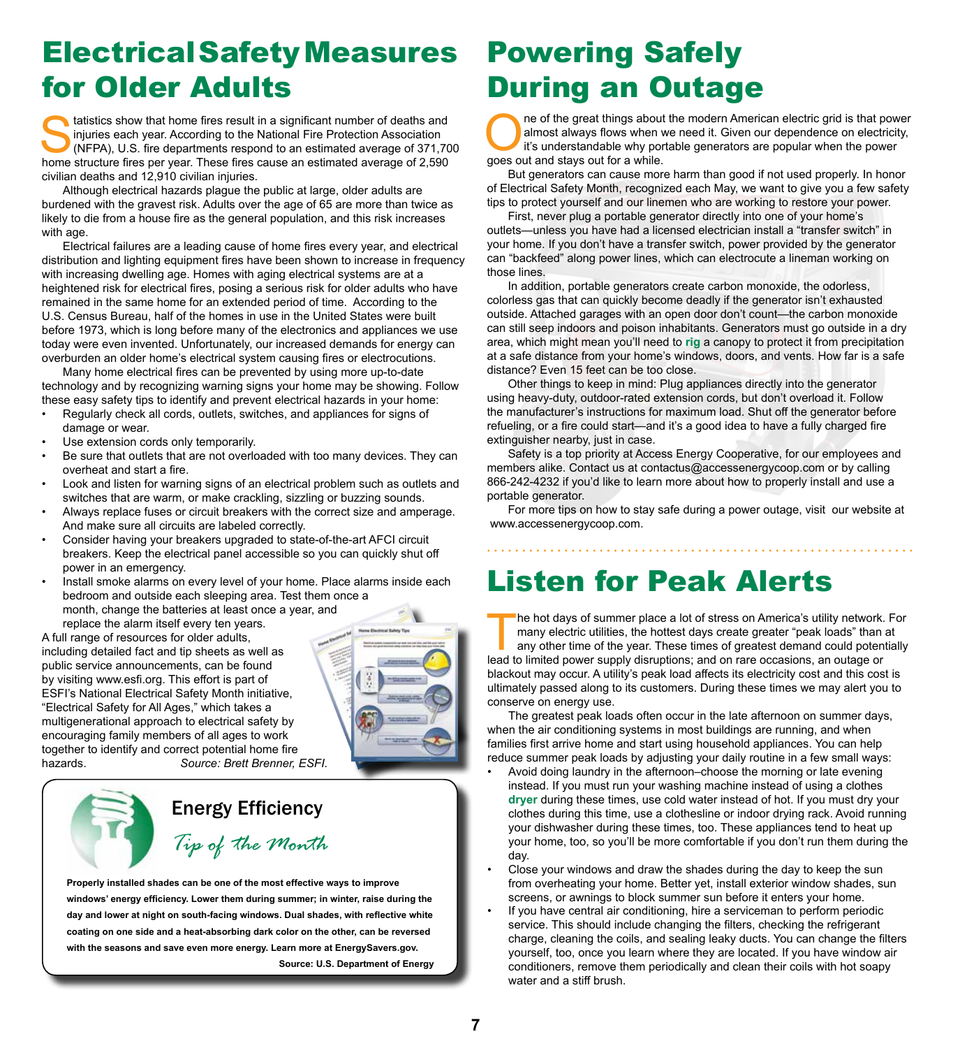# Electrical Safety Measures for Older Adults

Statistics show that home fires result in a significant number of deaths and injuries each year. According to the National Fire Protection Association (NFPA), U.S. fire departments respond to an estimated average of 371,700 home structure fires per year. These fires cause an estimated average of 2,590 civilian deaths and 12,910 civilian injuries.

Although electrical hazards plague the public at large, older adults are burdened with the gravest risk. Adults over the age of 65 are more than twice as likely to die from a house fire as the general population, and this risk increases with age.

Electrical failures are a leading cause of home fires every year, and electrical distribution and lighting equipment fires have been shown to increase in frequency with increasing dwelling age. Homes with aging electrical systems are at a heightened risk for electrical fires, posing a serious risk for older adults who have remained in the same home for an extended period of time. According to the U.S. Census Bureau, half of the homes in use in the United States were built before 1973, which is long before many of the electronics and appliances we use today were even invented. Unfortunately, our increased demands for energy can overburden an older home's electrical system causing fires or electrocutions.

Many home electrical fires can be prevented by using more up-to-date technology and by recognizing warning signs your home may be showing. Follow these easy safety tips to identify and prevent electrical hazards in your home:

- Regularly check all cords, outlets, switches, and appliances for signs of damage or wear.
- Use extension cords only temporarily.
- Be sure that outlets that are not overloaded with too many devices. They can overheat and start a fire.
- Look and listen for warning signs of an electrical problem such as outlets and switches that are warm, or make crackling, sizzling or buzzing sounds.
- Always replace fuses or circuit breakers with the correct size and amperage. And make sure all circuits are labeled correctly.
- Consider having your breakers upgraded to state-of-the-art AFCI circuit breakers. Keep the electrical panel accessible so you can quickly shut off power in an emergency.
- Install smoke alarms on every level of your home. Place alarms inside each bedroom and outside each sleeping area. Test them once a month, change the batteries at least once a year, and replace the alarm itself every ten years.

A full range of resources for older adults, including detailed fact and tip sheets as well as public service announcements, can be found by visiting www.esfi.org. This effort is part of ESFI's National Electrical Safety Month initiative, "Electrical Safety for All Ages," which takes a multigenerational approach to electrical safety by encouraging family members of all ages to work together to identify and correct potential home fire hazards. *Source: Brett Brenner, ESFI.*

## Energy Efficiency

*Tip of the Month*

**Properly installed shades can be one of the most effective ways to improve windows' energy efficiency. Lower them during summer; in winter, raise during the day and lower at night on south-facing windows. Dual shades, with reflective white coating on one side and a heat-absorbing dark color on the other, can be reversed with the seasons and save even more energy. Learn more at EnergySavers.gov.**

**Source: U.S. Department of Energy**

# Powering Safely During an Outage

One of the great things about the modern American electric grid is that power almost always flows when we need it. Given our dependence on electricity, it's understandable why portable generators are popular when the power goes out and stays out for a while.

But generators can cause more harm than good if not used properly. In honor of Electrical Safety Month, recognized each May, we want to give you a few safety tips to protect yourself and our linemen who are working to restore your power.

First, never plug a portable generator directly into one of your home's outlets—unless you have had a licensed electrician install a "transfer switch" in your home. If you don't have a transfer switch, power provided by the generator can "backfeed" along power lines, which can electrocute a lineman working on those lines.

In addition, portable generators create carbon monoxide, the odorless, colorless gas that can quickly become deadly if the generator isn't exhausted outside. Attached garages with an open door don't count—the carbon monoxide can still seep indoors and poison inhabitants. Generators must go outside in a dry area, which might mean you'll need to rig a canopy to protect it from precipitation at a safe distance from your home's windows, doors, and vents. How far is a safe distance? Even 15 feet can be too close.

Other things to keep in mind: Plug appliances directly into the generator using heavy-duty, outdoor-rated extension cords, but don't overload it. Follow the manufacturer's instructions for maximum load. Shut off the generator before refueling, or a fire could start—and it's a good idea to have a fully charged fire extinguisher nearby, just in case.

Safety is a top priority at Access Energy Cooperative, for our employees and members alike. Contact us at contactus@accessenergycoop.com or by calling 866-242-4232 if you'd like to learn more about how to properly install and use a portable generator.

For more tips on how to stay safe during a power outage, visit our website at www.accessenergycoop.com.

# Listen for Peak Alerts

The hot days of summer place a lot of stress on America's utility network. For many electric utilities, the hottest days create greater "peak loads" than at any other time of the year. These times of greatest demand could potentially lead to limited power supply disruptions; and on rare occasions, an outage or blackout may occur. A utility's peak load affects its electricity cost and this cost is ultimately passed along to its customers. During these times we may alert you to conserve on energy use.

The greatest peak loads often occur in the late afternoon on summer days, when the air conditioning systems in most buildings are running, and when families first arrive home and start using household appliances. You can help reduce summer peak loads by adjusting your daily routine in a few small ways:

- Avoid doing laundry in the afternoon–choose the morning or late evening instead. If you must run your washing machine instead of using a clothes dryer during these times, use cold water instead of hot. If you must dry your clothes during this time, use a clothesline or indoor drying rack. Avoid running your dishwasher during these times, too. These appliances tend to heat up your home, too, so you'll be more comfortable if you don't run them during the day.
- Close your windows and draw the shades during the day to keep the sun from overheating your home. Better yet, install exterior window shades, sun screens, or awnings to block summer sun before it enters your home.
- If you have central air conditioning, hire a serviceman to perform periodic service. This should include changing the filters, checking the refrigerant charge, cleaning the coils, and sealing leaky ducts. You can change the filters yourself, too, once you learn where they are located. If you have window air conditioners, remove them periodically and clean their coils with hot soapy water and a stiff brush.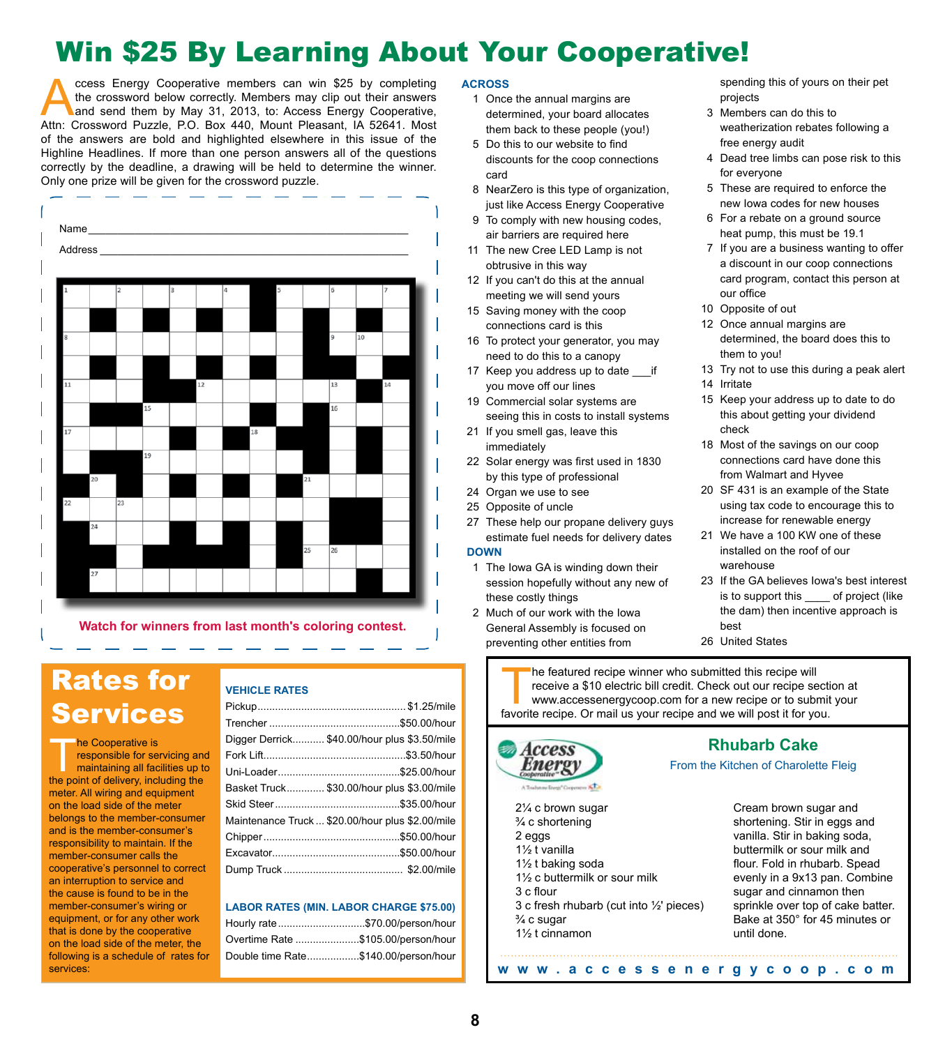# Win $25 By Learning About Your Cooperative!

Access Energy Cooperative members can win $25 by completing the crossword below correctly. Members may clip out their answers and send them by May 31, 2013, to: Access Energy Cooperative, Attn: Crossword Puzzle, P.O. Box 440, Mount Pleasant, IA 52641. Most of the answers are bold and highlighted elsewhere in this issue of the Highline Headlines. If more than one person answers all of the questions correctly by the deadline, a drawing will be held to determine the winner. Only one prize will be given for the crossword puzzle.

Name ______________________________________________

Address ____________________________________________

Watch for winners from last month's coloring contest.

**ACROSS**

1 Once the annual margins are determined, your board allocates them back to these people (you!)
5 Do this to our website to find discounts for the coop connections card
8 NearZero is this type of organization, just like Access Energy Cooperative
9 To comply with new housing codes, air barriers are required here
11 The new Cree LED Lamp is not obtrusive in this way
12 If you can't do this at the annual meeting we will send yours
15 Saving money with the coop connections card is this
16 To protect your generator, you may need to do this to a canopy
17 Keep you address up to date ___if you move off our lines
19 Commercial solar systems are seeing this in costs to install systems
21 If you smell gas, leave this immediately
22 Solar energy was first used in 1830 by this type of professional
24 Organ we use to see
25 Opposite of uncle
27 These help our propane delivery guys estimate fuel needs for delivery dates

**DOWN**

1 The Iowa GA is winding down their session hopefully without any new of these costly things
2 Much of our work with the Iowa General Assembly is focused on preventing other entities from spending this of yours on their pet projects
3 Members can do this to weatherization rebates following a free energy audit
4 Dead tree limbs can pose risk to this for everyone
5 These are required to enforce the new Iowa codes for new houses
6 For a rebate on a ground source heat pump, this must be 19.1
7 If you are a business wanting to offer a discount in our coop connections card program, contact this person at our office
10 Opposite of out
12 Once annual margins are determined, the board does this to them to you!
13 Try not to use this during a peak alert
14 Irritate
15 Keep your address up to date to do this about getting your dividend check
18 Most of the savings on our coop connections card have done this from Walmart and Hyvee
20 SF 431 is an example of the State using tax code to encourage this to increase for renewable energy
21 We have a 100 KW one of these installed on the roof of our warehouse
23 If the GA believes Iowa's best interest is to support this ____ of project (like the dam) then incentive approach is best
26 United States

# Rates for Services

The Cooperative is responsible for servicing and maintaining all facilities up to the point of delivery, including the meter. All wiring and equipment on the load side of the meter belongs to the member-consumer and is the member-consumer's responsibility to maintain. If the member-consumer calls the cooperative's personnel to correct an interruption to service and the cause is found to be in the member-consumer's wiring or equipment, or for any other work that is done by the cooperative on the load side of the meter, the following is a schedule of rates for services:

**VEHICLE RATES**

| | |
|---|---|
| Pickup | $1.25/mile |
| Trencher | $50.00/hour |
| Digger Derrick | $40.00/hour plus $3.50/mile |
| Fork Lift | $3.50/hour |
| Uni-Loader | $25.00/hour |
| Basket Truck | $30.00/hour plus $3.00/mile |
| Skid Steer | $35.00/hour |
| Maintenance Truck | $20.00/hour plus $2.00/mile |
| Chipper | $50.00/hour |
| Excavator | $50.00/hour |
| Dump Truck | $2.00/mile |

**LABOR RATES (MIN. LABOR CHARGE $75.00)**

| | |
|---|---|
| Hourly rate | $70.00/person/hour |
| Overtime Rate | $105.00/person/hour |
| Double time Rate | $140.00/person/hour |

The featured recipe winner who submitted this recipe will receive a $10 electric bill credit. Check out our recipe section at www.accessenergycoop.com for a new recipe or to submit your favorite recipe. Or mail us your recipe and we will post it for you.

## Rhubarb Cake

From the Kitchen of Charolette Fleig

- 2¼ c brown sugar
- ¾ c shortening
- 2 eggs
- 1½ t vanilla
- 1½ t baking soda
- 1½ c buttermilk or sour milk
- 3 c flour
- 3 c fresh rhubarb (cut into ½' pieces)
- ¾ c sugar
- 1½ t cinnamon

Cream brown sugar and shortening. Stir in eggs and vanilla. Stir in baking soda, buttermilk or sour milk and flour. Fold in rhubarb. Spread evenly in a 9x13 pan. Combine sugar and cinnamon then sprinkle over top of cake batter. Bake at 350° for 45 minutes or until done.

www.accessenergycoop.com